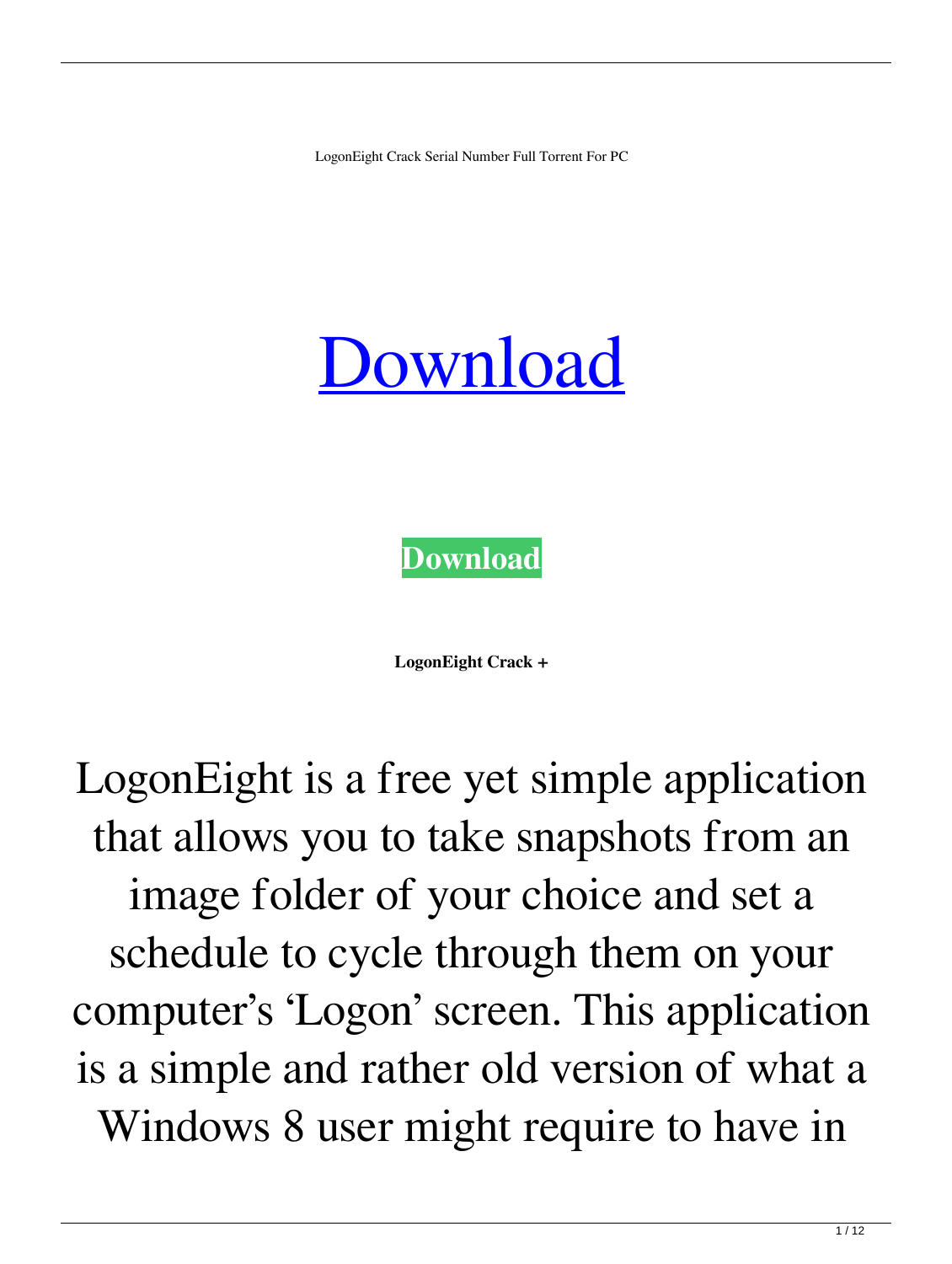LogonEight Crack Serial Number Full Torrent For PC

# [Download](#)

[**Download**](#)

**LogonEight Crack +**

LogonEight is a free yet simple application that allows you to take snapshots from an image folder of your choice and set a schedule to cycle through them on your computer's 'Logon' screen. This application is a simple and rather old version of what a Windows 8 user might require to have in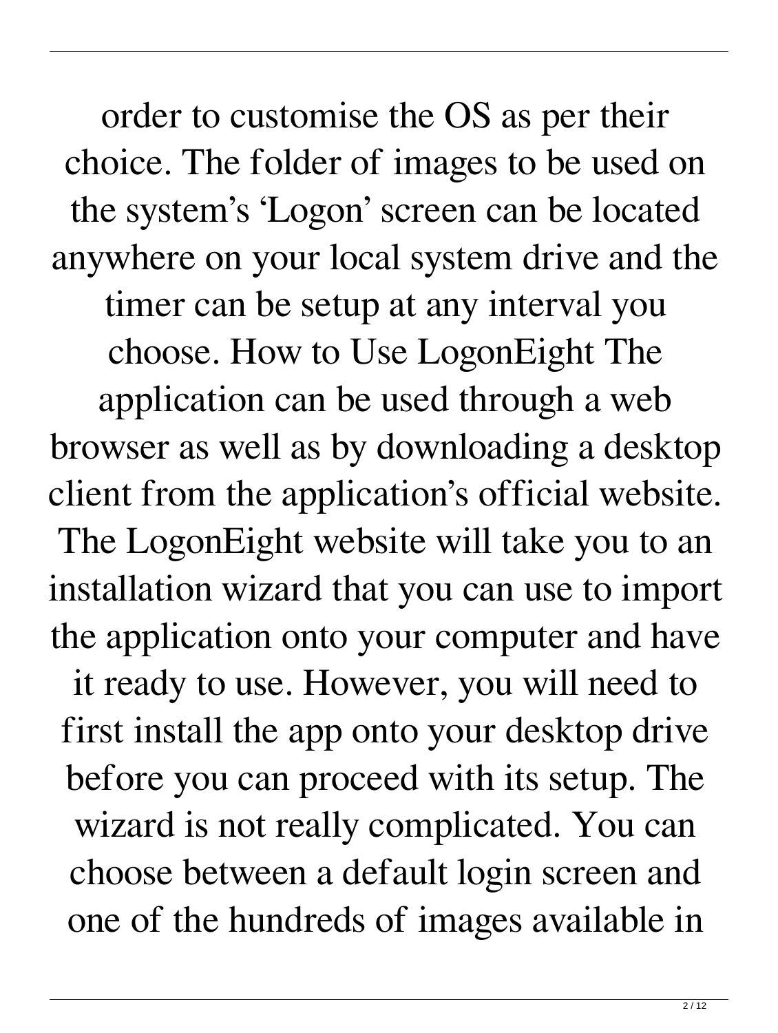order to customise the OS as per their choice. The folder of images to be used on the system's 'Logon' screen can be located anywhere on your local system drive and the timer can be setup at any interval you choose. How to Use LogonEight The application can be used through a web browser as well as by downloading a desktop client from the application's official website. The LogonEight website will take you to an installation wizard that you can use to import the application onto your computer and have it ready to use. However, you will need to first install the app onto your desktop drive before you can proceed with its setup. The wizard is not really complicated. You can choose between a default login screen and one of the hundreds of images available in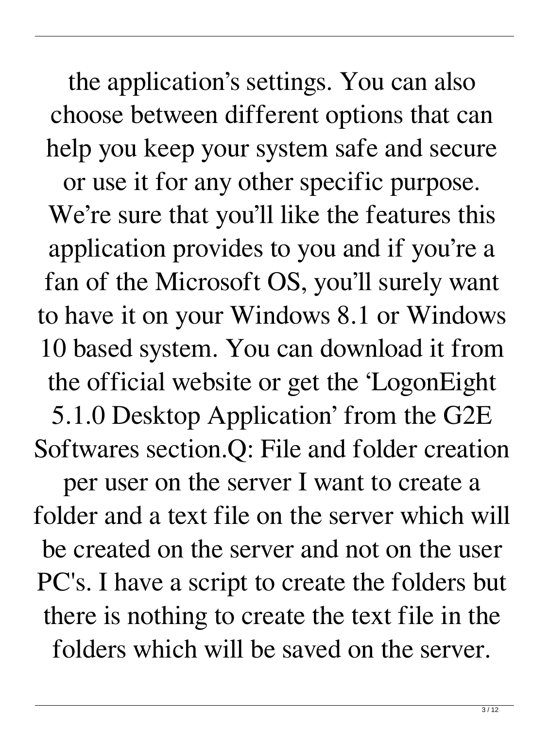the application's settings. You can also choose between different options that can help you keep your system safe and secure or use it for any other specific purpose. We're sure that you'll like the features this application provides to you and if you're a fan of the Microsoft OS, you'll surely want to have it on your Windows 8.1 or Windows 10 based system. You can download it from the official website or get the 'LogonEight 5.1.0 Desktop Application' from the G2E Softwares section.Q: File and folder creation per user on the server I want to create a folder and a text file on the server which will be created on the server and not on the user PC's. I have a script to create the folders but there is nothing to create the text file in the folders which will be saved on the server.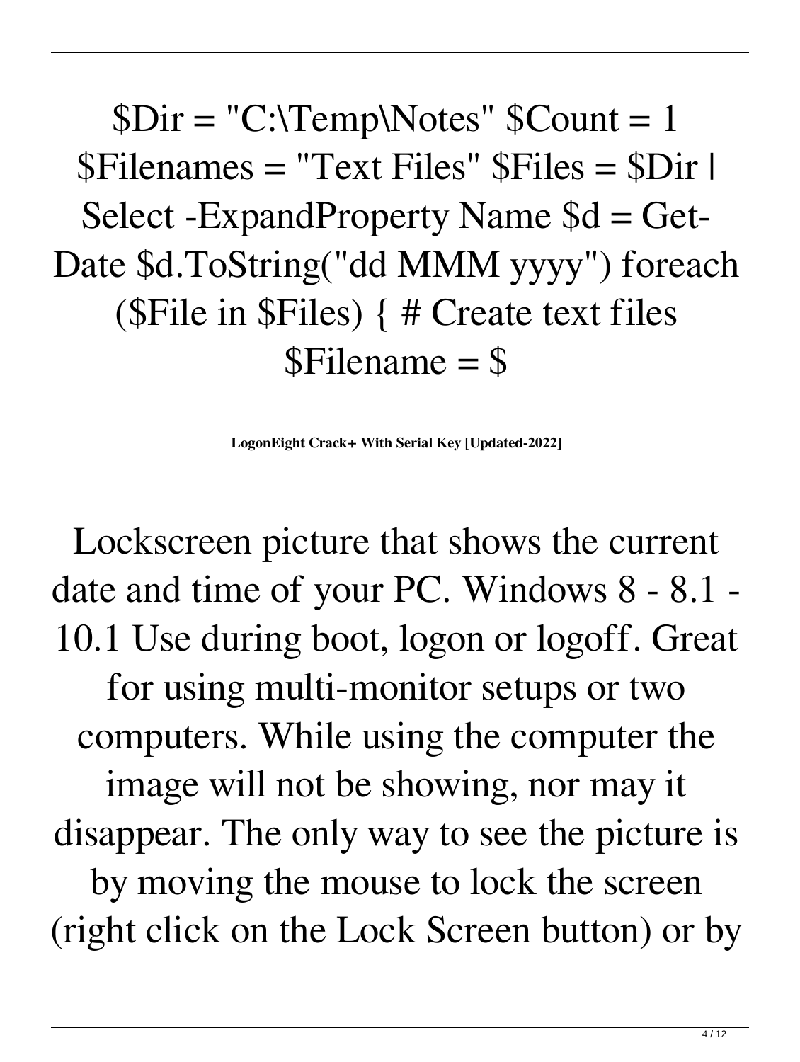$Dir = "C:\Temp\Notes" $Count = 1 $Filenames = "Text Files" $Files = $Dir | Select -ExpandProperty Name $d = Get-Date $d.ToString("dd MMM yyyy") foreach ($File in $Files) { # Create text files $Filename = $

**LogonEight Crack+ With Serial Key [Updated-2022]**

Lockscreen picture that shows the current date and time of your PC. Windows 8 - 8.1 - 10.1 Use during boot, logon or logoff. Great for using multi-monitor setups or two computers. While using the computer the image will not be showing, nor may it disappear. The only way to see the picture is by moving the mouse to lock the screen (right click on the Lock Screen button) or by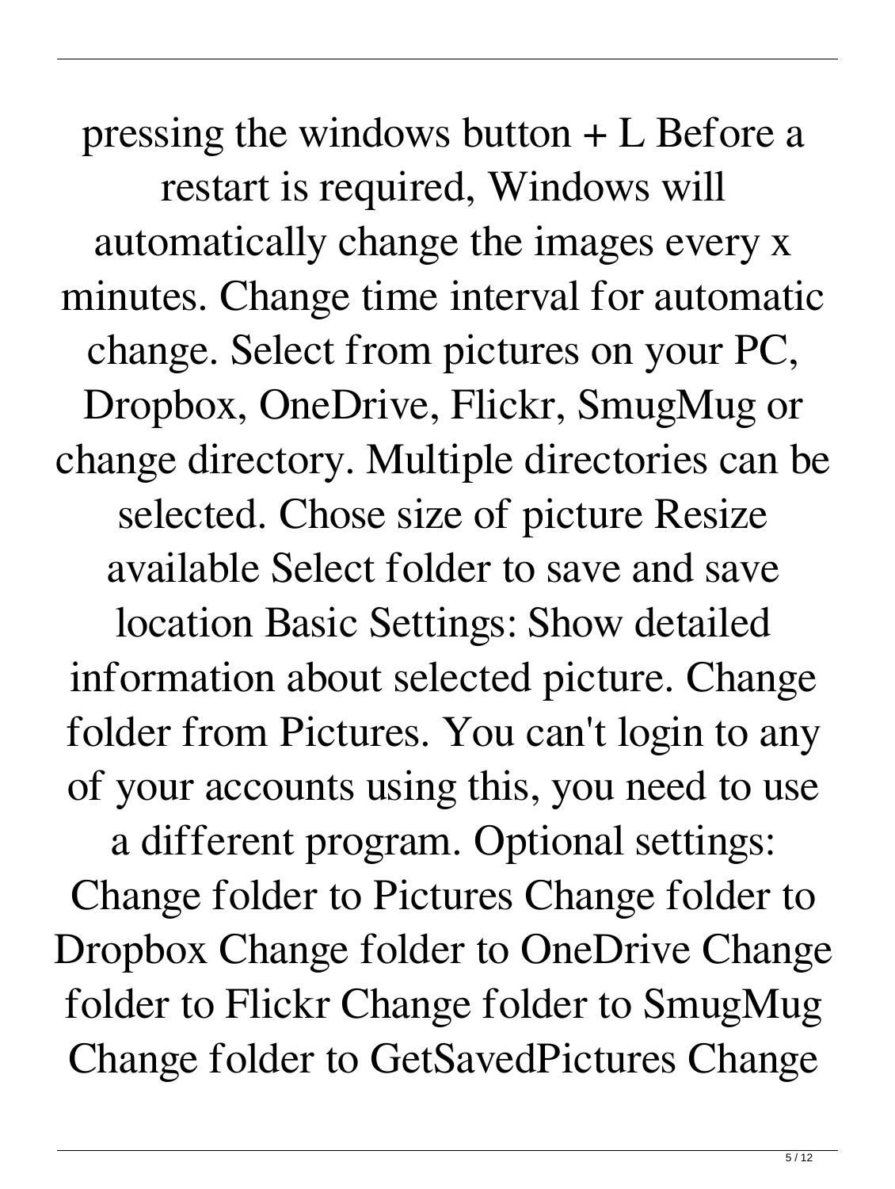pressing the windows button + L Before a restart is required, Windows will automatically change the images every x minutes. Change time interval for automatic change. Select from pictures on your PC, Dropbox, OneDrive, Flickr, SmugMug or change directory. Multiple directories can be selected. Chose size of picture Resize available Select folder to save and save location Basic Settings: Show detailed information about selected picture. Change folder from Pictures. You can't login to any of your accounts using this, you need to use a different program. Optional settings: Change folder to Pictures Change folder to Dropbox Change folder to OneDrive Change folder to Flickr Change folder to SmugMug Change folder to GetSavedPictures Change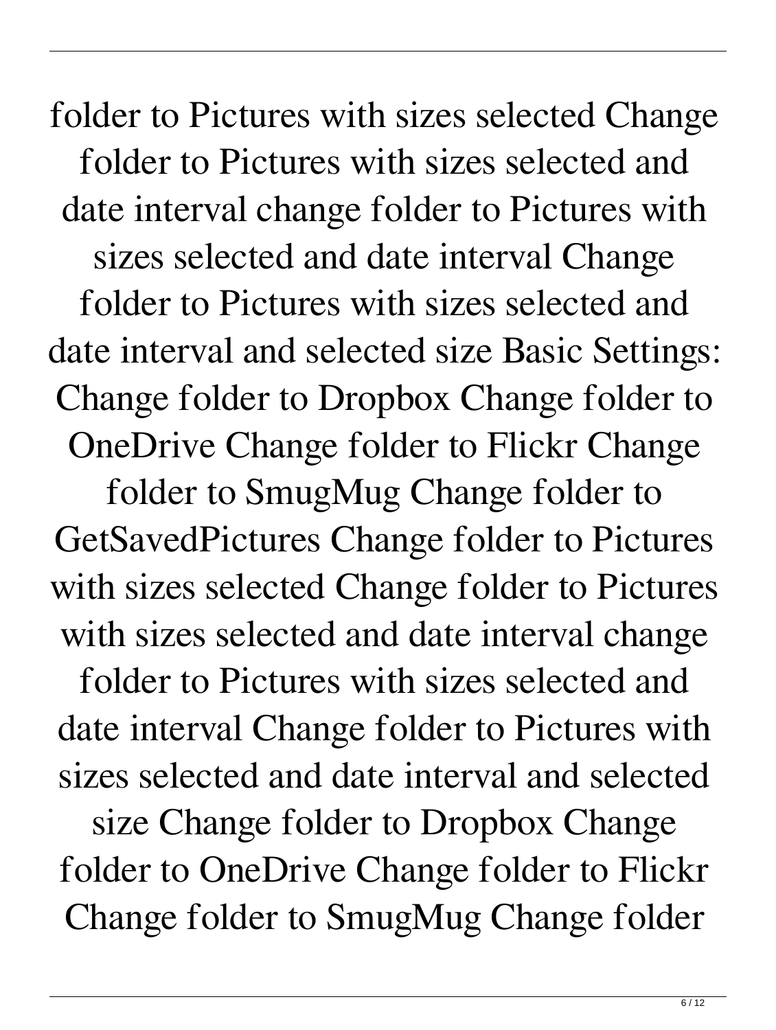folder to Pictures with sizes selected Change folder to Pictures with sizes selected and date interval change folder to Pictures with sizes selected and date interval Change folder to Pictures with sizes selected and date interval and selected size Basic Settings: Change folder to Dropbox Change folder to OneDrive Change folder to Flickr Change folder to SmugMug Change folder to GetSavedPictures Change folder to Pictures with sizes selected Change folder to Pictures with sizes selected and date interval change folder to Pictures with sizes selected and date interval Change folder to Pictures with sizes selected and date interval and selected size Change folder to Dropbox Change folder to OneDrive Change folder to Flickr Change folder to SmugMug Change folder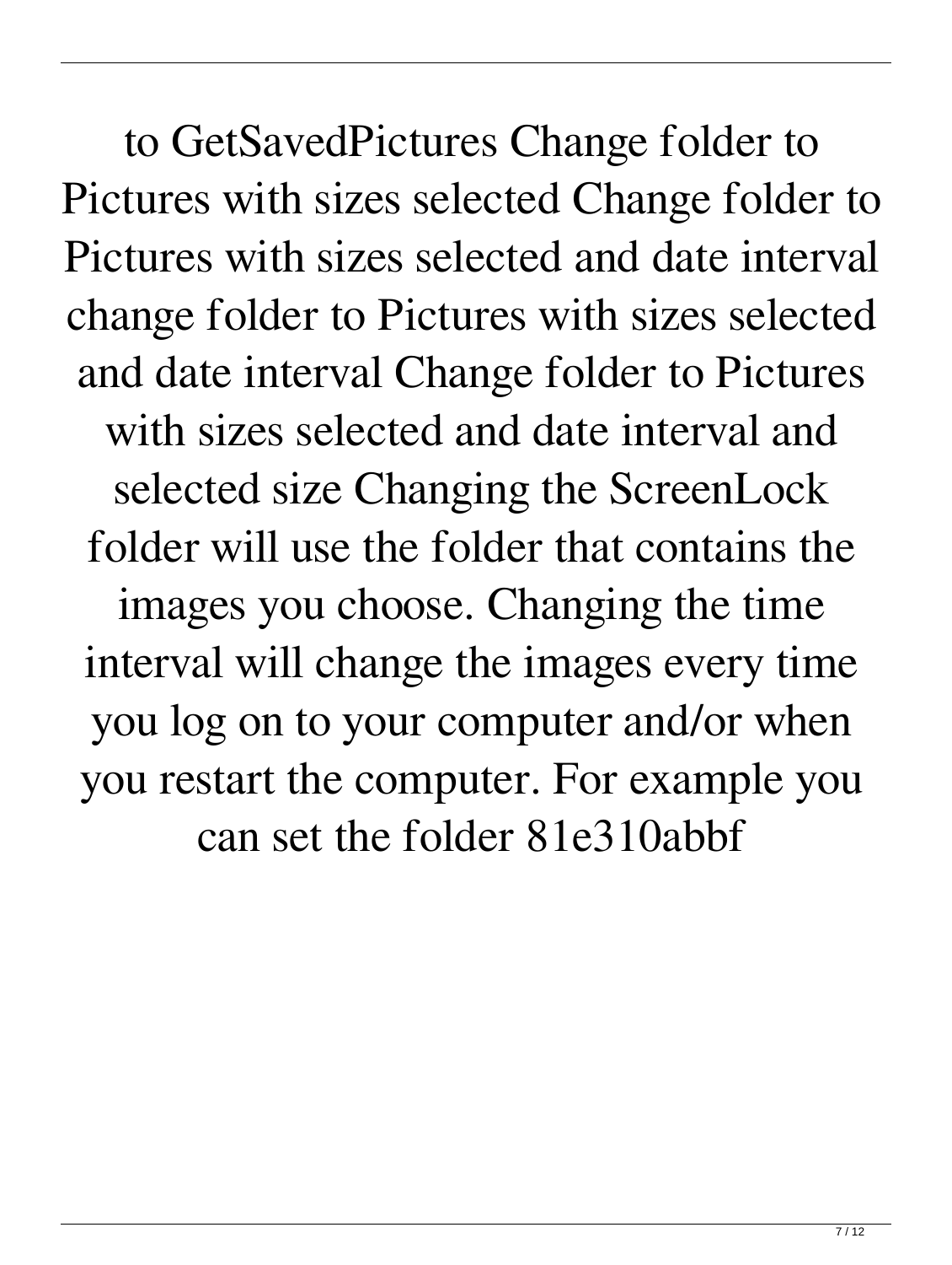to GetSavedPictures Change folder to Pictures with sizes selected Change folder to Pictures with sizes selected and date interval change folder to Pictures with sizes selected and date interval Change folder to Pictures with sizes selected and date interval and selected size Changing the ScreenLock folder will use the folder that contains the images you choose. Changing the time interval will change the images every time you log on to your computer and/or when you restart the computer. For example you can set the folder 81e310abbf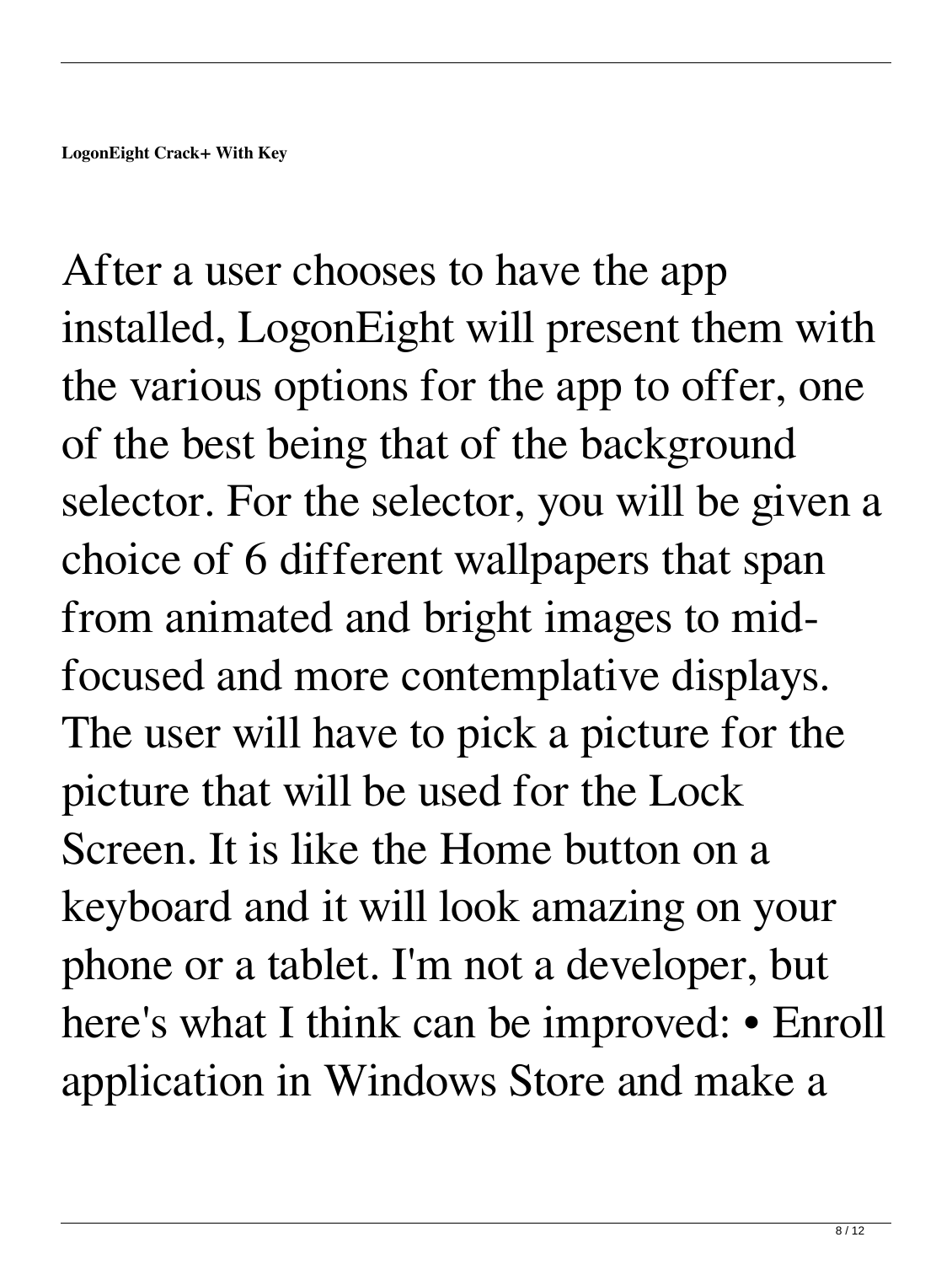**LogonEight Crack+ With Key**

After a user chooses to have the app installed, LogonEight will present them with the various options for the app to offer, one of the best being that of the background selector. For the selector, you will be given a choice of 6 different wallpapers that span from animated and bright images to mid-focused and more contemplative displays. The user will have to pick a picture for the picture that will be used for the Lock Screen. It is like the Home button on a keyboard and it will look amazing on your phone or a tablet. I'm not a developer, but here's what I think can be improved: • Enroll application in Windows Store and make a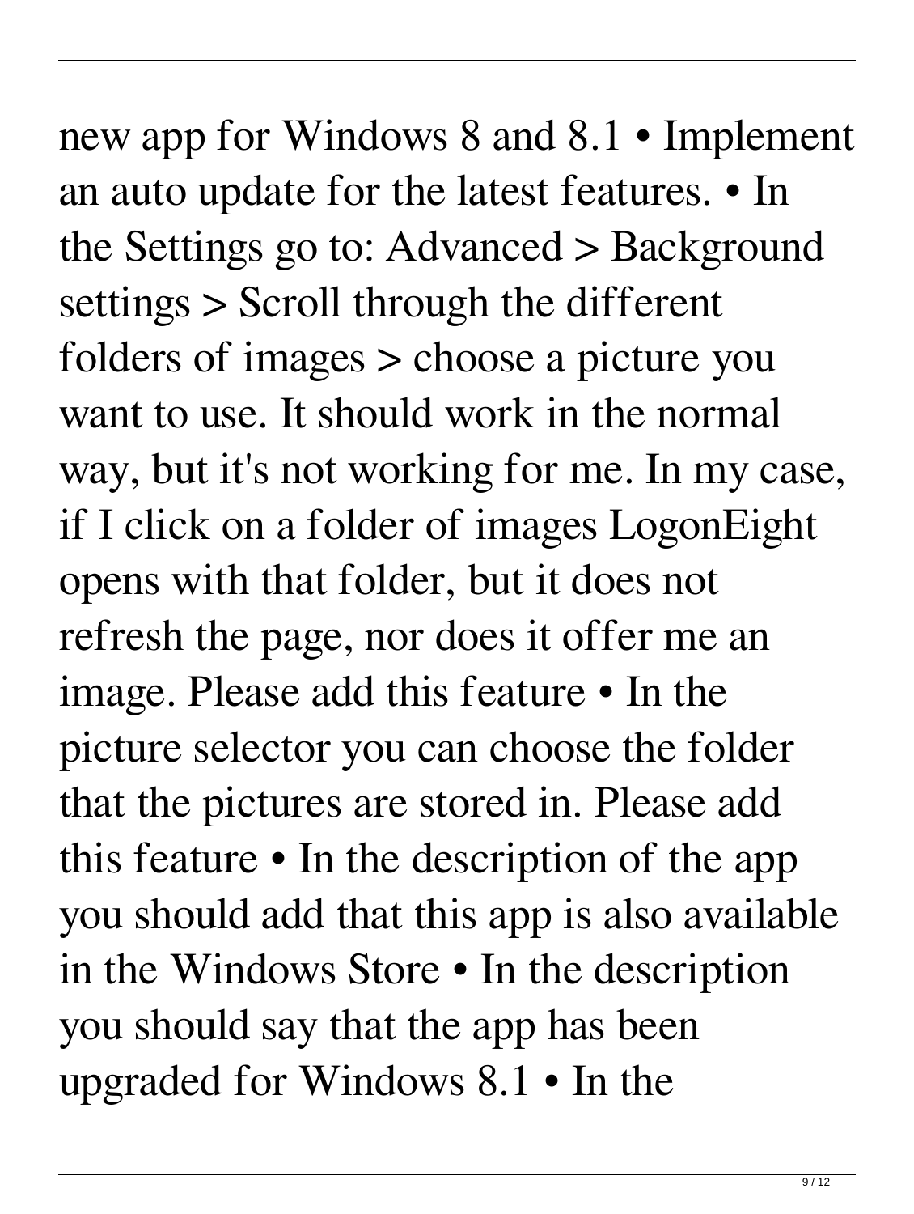new app for Windows 8 and 8.1 • Implement an auto update for the latest features. • In the Settings go to: Advanced > Background settings > Scroll through the different folders of images > choose a picture you want to use. It should work in the normal way, but it's not working for me. In my case, if I click on a folder of images LogonEight opens with that folder, but it does not refresh the page, nor does it offer me an image. Please add this feature • In the picture selector you can choose the folder that the pictures are stored in. Please add this feature • In the description of the app you should add that this app is also available in the Windows Store • In the description you should say that the app has been upgraded for Windows 8.1 • In the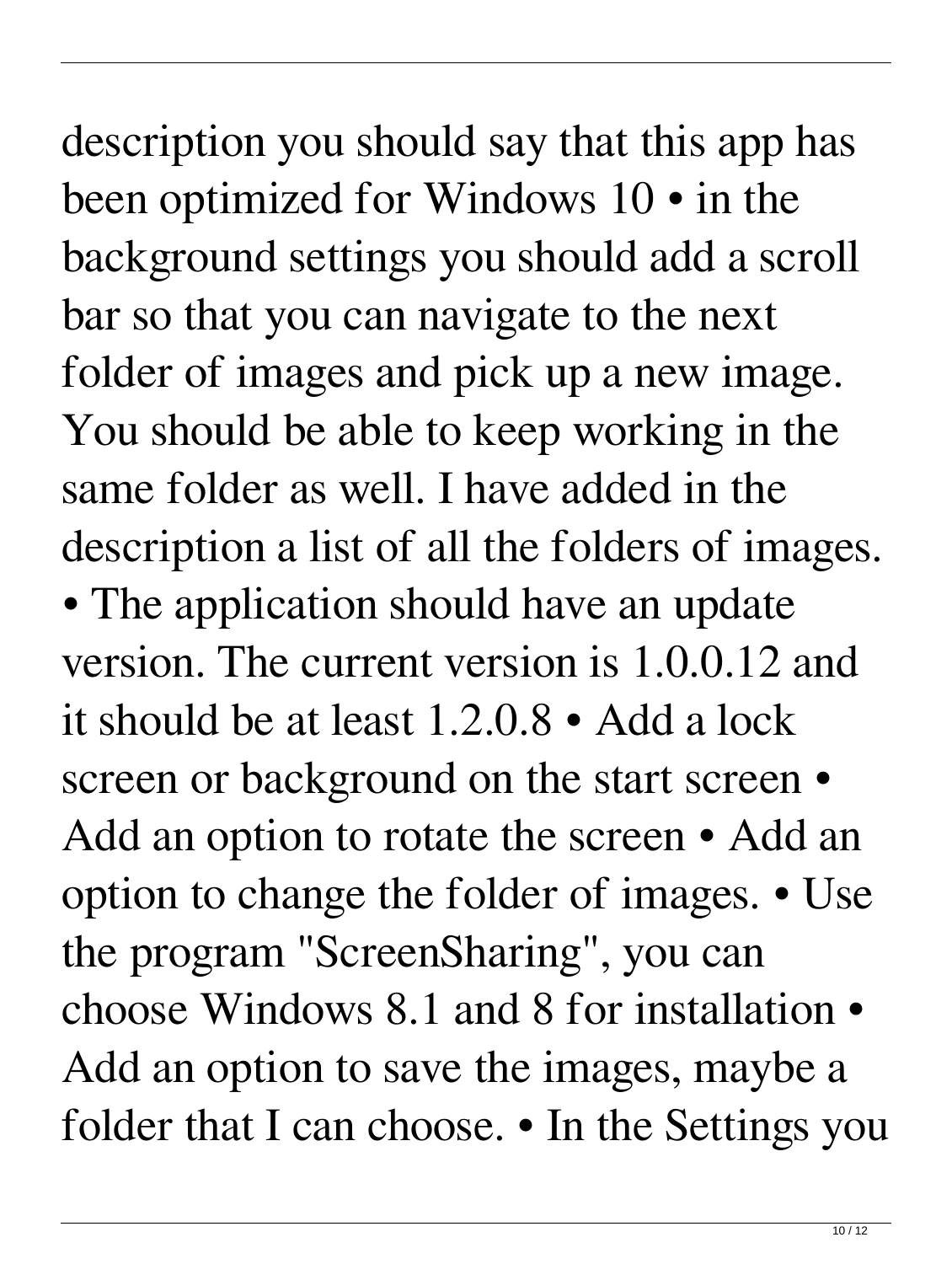description you should say that this app has been optimized for Windows 10 • in the background settings you should add a scroll bar so that you can navigate to the next folder of images and pick up a new image. You should be able to keep working in the same folder as well. I have added in the description a list of all the folders of images. • The application should have an update version. The current version is 1.0.0.12 and it should be at least 1.2.0.8 • Add a lock screen or background on the start screen • Add an option to rotate the screen • Add an option to change the folder of images. • Use the program "ScreenSharing", you can choose Windows 8.1 and 8 for installation • Add an option to save the images, maybe a folder that I can choose. • In the Settings you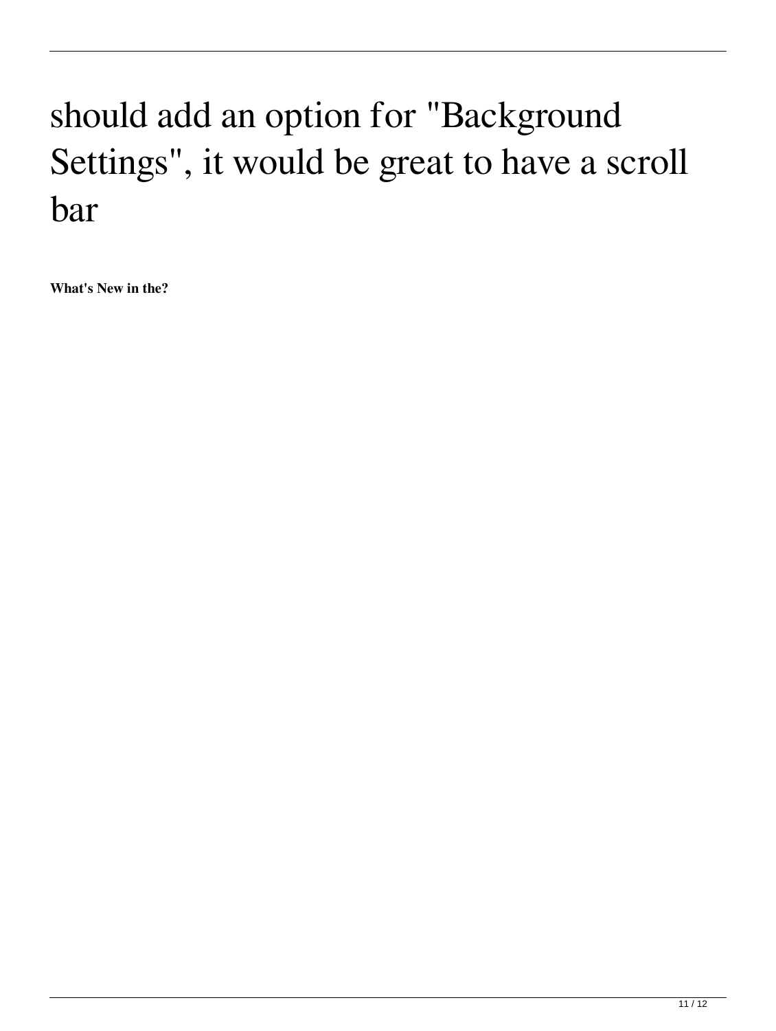# should add an option for "Background Settings", it would be great to have a scroll bar

**What's New in the?**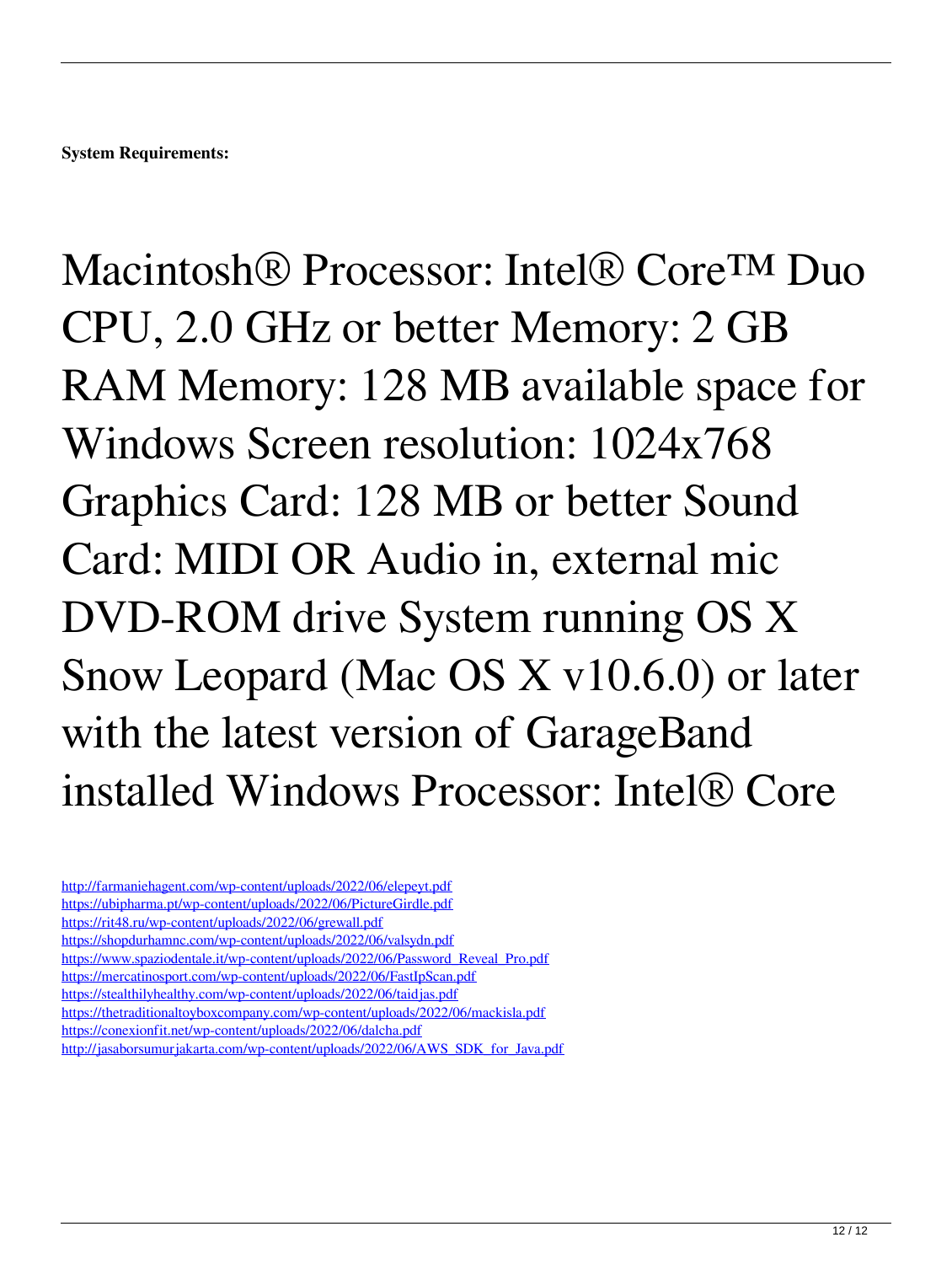**System Requirements:**

Macintosh® Processor: Intel® Core™ Duo CPU, 2.0 GHz or better Memory: 2 GB RAM Memory: 128 MB available space for Windows Screen resolution: 1024x768 Graphics Card: 128 MB or better Sound Card: MIDI OR Audio in, external mic DVD-ROM drive System running OS X Snow Leopard (Mac OS X v10.6.0) or later with the latest version of GarageBand installed Windows Processor: Intel® Core

http://farmaniehagent.com/wp-content/uploads/2022/06/elepeyt.pdf
https://ubipharma.pt/wp-content/uploads/2022/06/PictureGirdle.pdf
https://rit48.ru/wp-content/uploads/2022/06/grewall.pdf
https://shopdurhamnc.com/wp-content/uploads/2022/06/valsydn.pdf
https://www.spaziodentale.it/wp-content/uploads/2022/06/Password_Reveal_Pro.pdf
https://mercatinosport.com/wp-content/uploads/2022/06/FastIpScan.pdf
https://stealthilyhealthy.com/wp-content/uploads/2022/06/taidjas.pdf
https://thetraditionaltoyboxcompany.com/wp-content/uploads/2022/06/mackisla.pdf
https://conexionfit.net/wp-content/uploads/2022/06/dalcha.pdf
http://jasaborsumurjakarta.com/wp-content/uploads/2022/06/AWS_SDK_for_Java.pdf